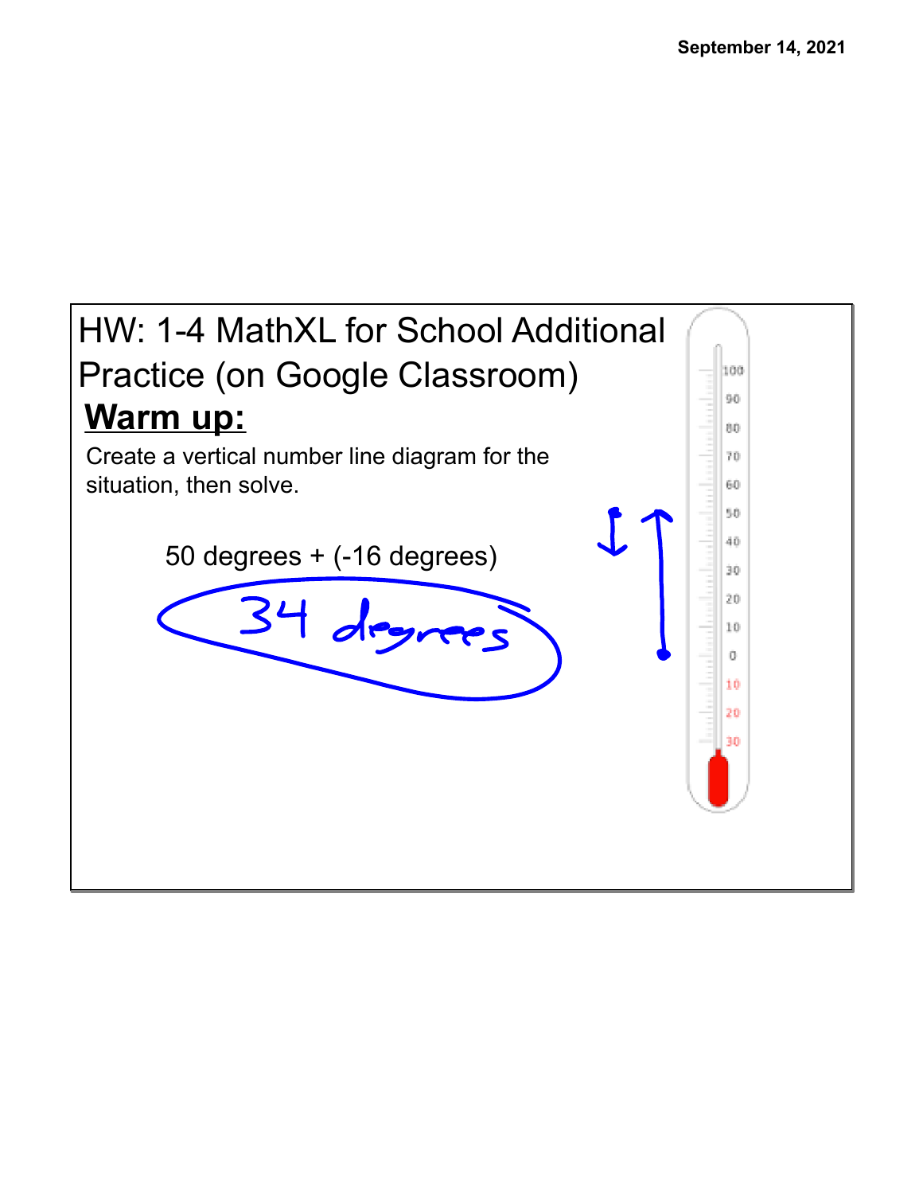September 14, 2021

HW: 1-4 MathXL for School Additional Practice (on Google Classroom)

**Warm up:**

Create a vertical number line diagram for the situation, then solve.

50 degrees + (-16 degrees)

34 degrees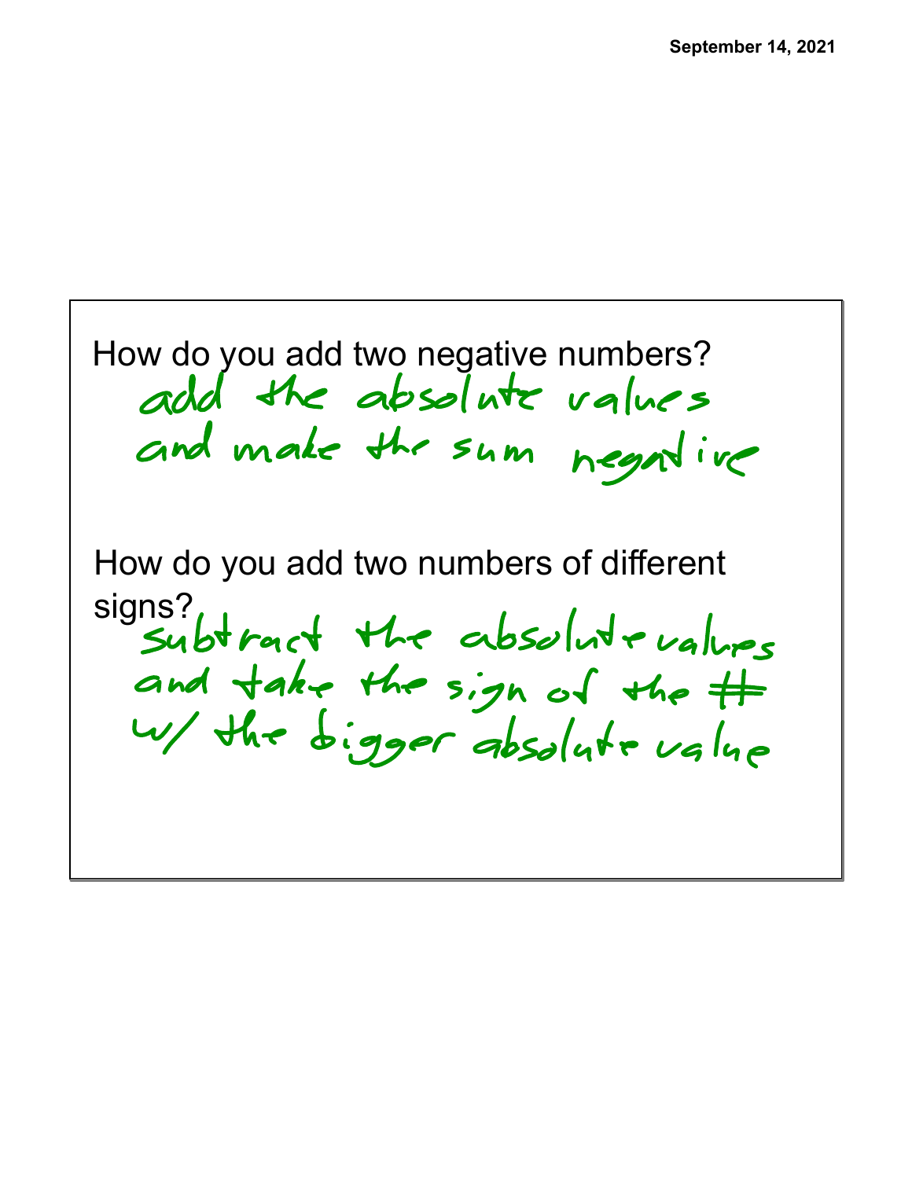How do you add two negative numbers?

add the absolute values and make the sum negative

How do you add two numbers of different signs?

subtract the absolute values and take the sign of the # w/ the bigger absolute value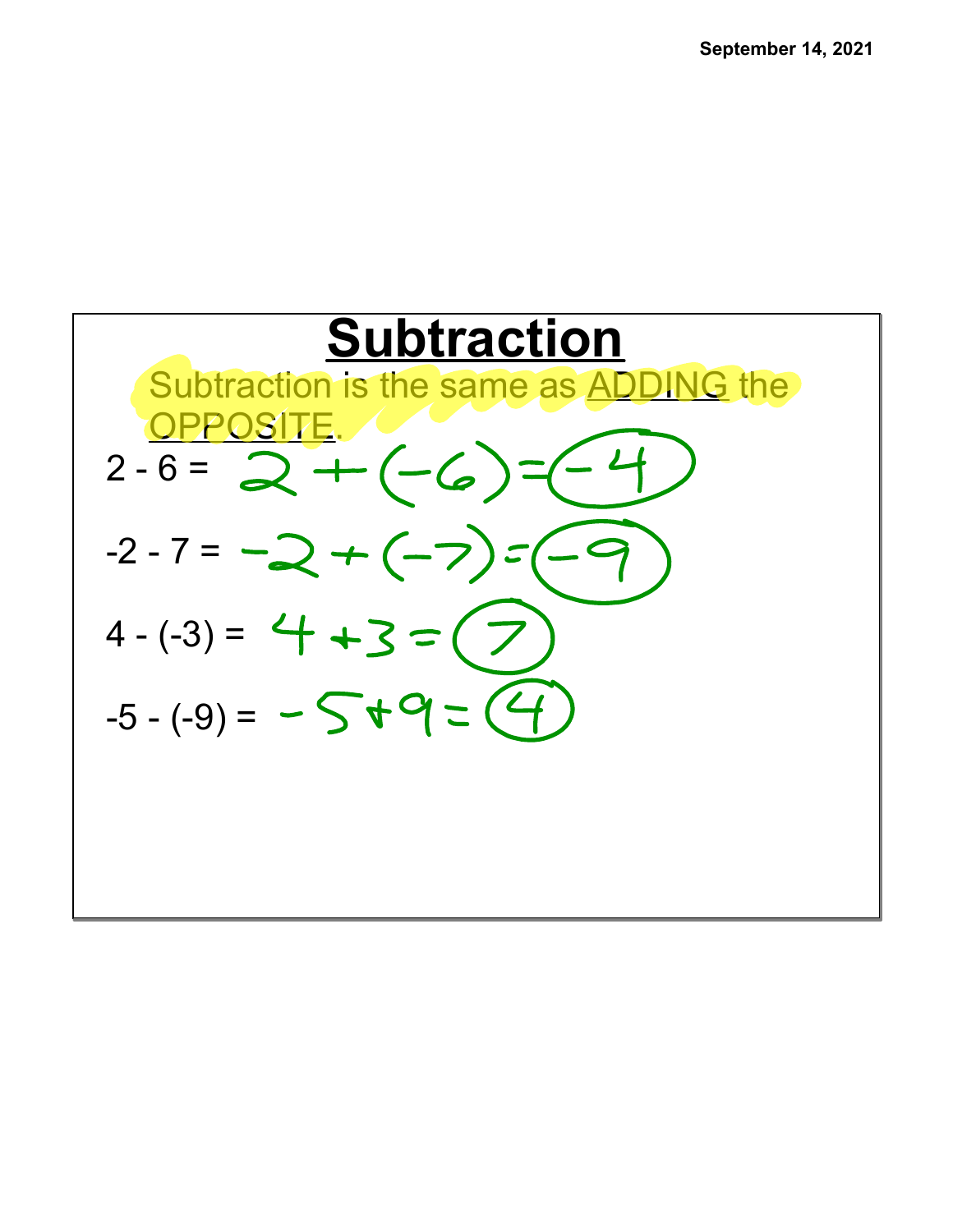# Subtraction

Subtraction is the same as ADDING the OPPOSITE.

$2 - 6 = 2 + (-6) = -4$

$-2 - 7 = -2 + (-7) = -9$

$4 - (-3) = 4 + 3 = 7$

$-5 - (-9) = -5 + 9 = 4$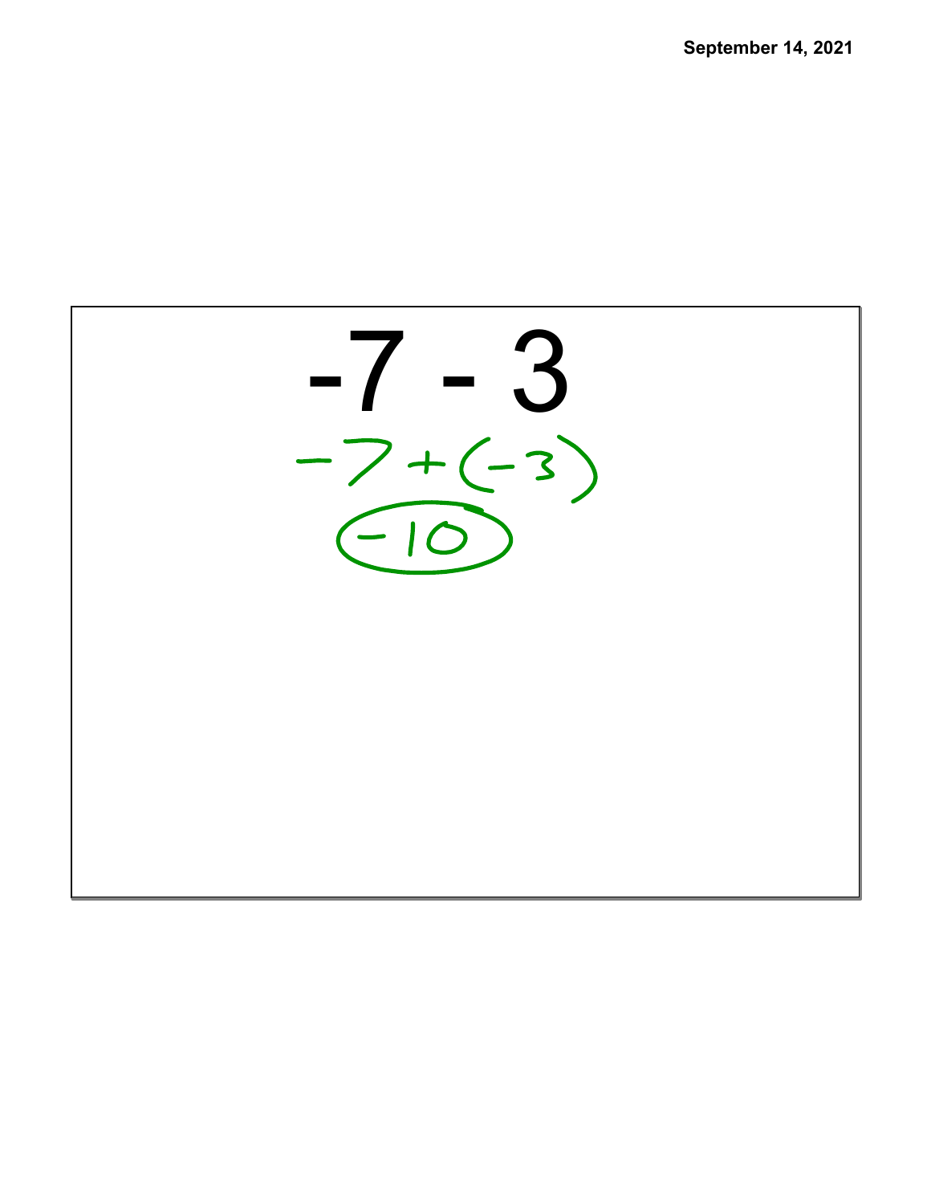$$-7 - 3$$

$$-7 + (-3)$$

$$-10$$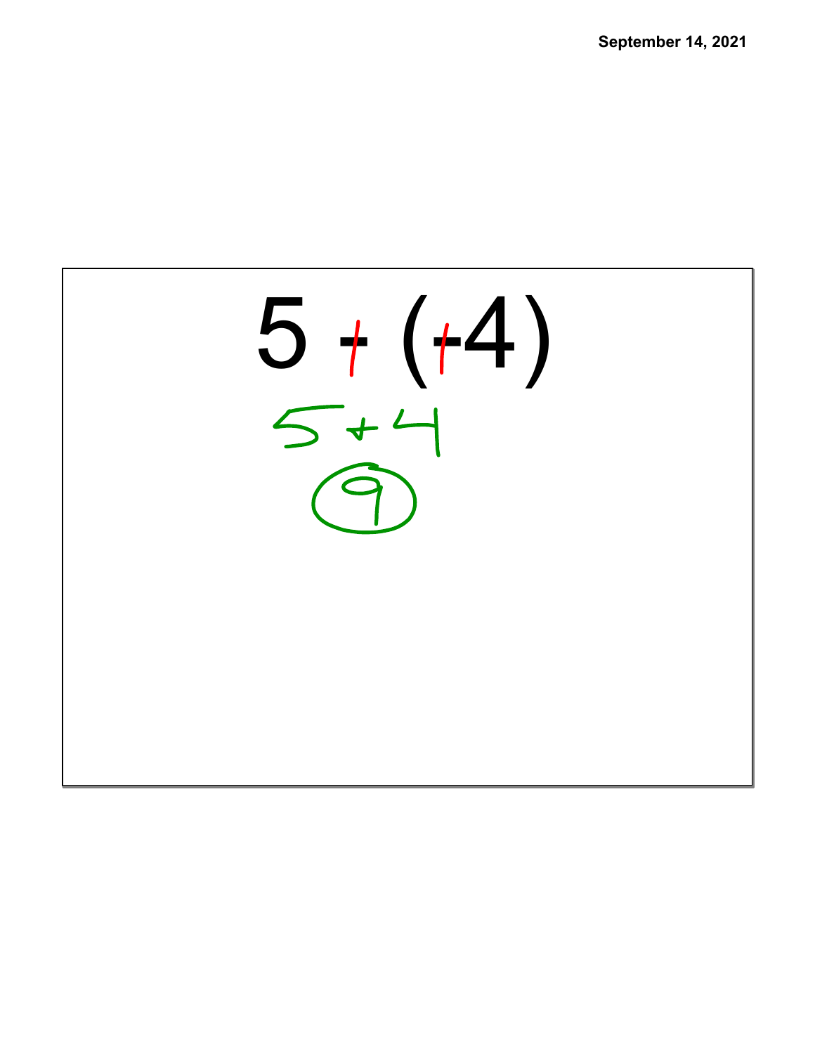$$5 - (-4)$$

$$5 + 4$$

$$9$$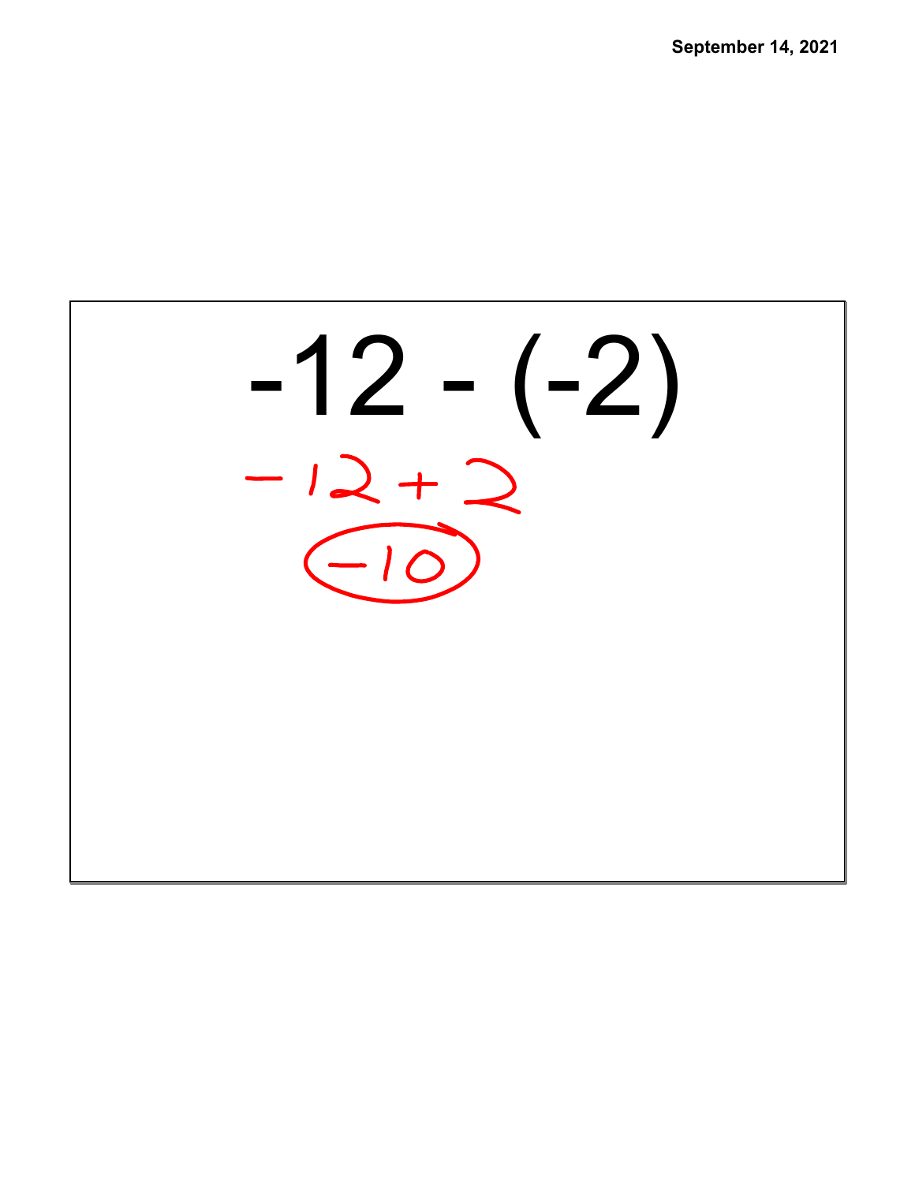$$-12 - (-2)$$

$$-12 + 2$$

$$-10$$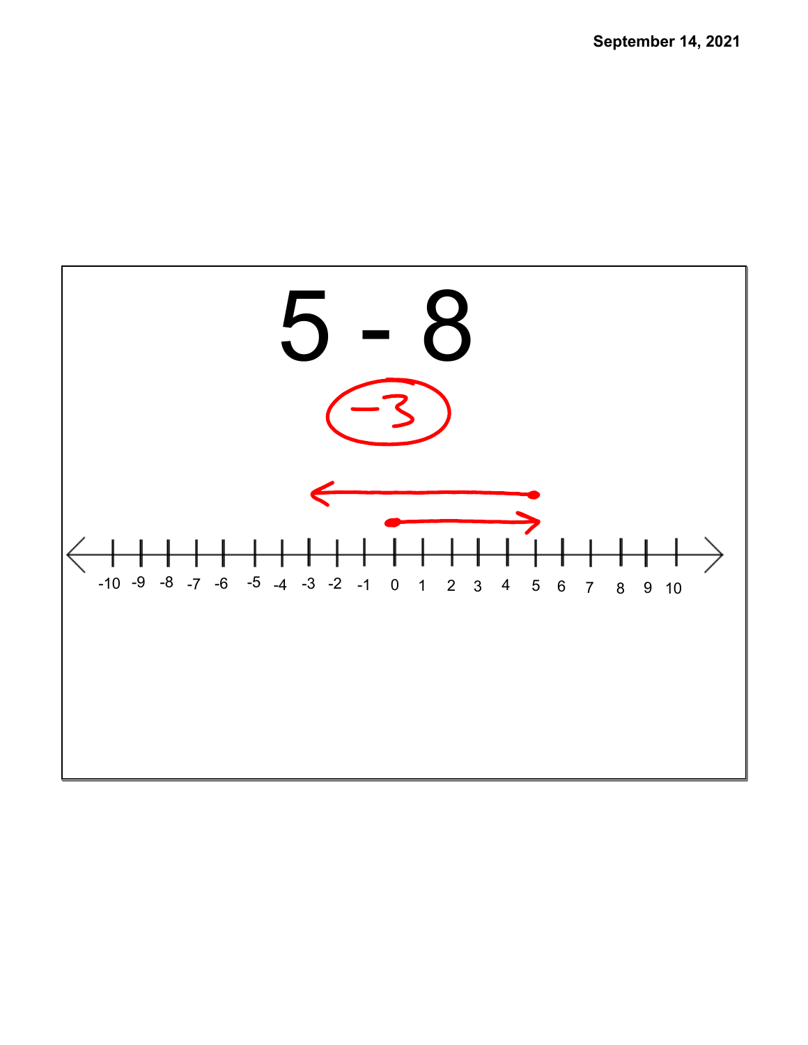September 14, 2021

$$5 - 8$$

$-3$

-10 -9 -8 -7 -6 -5 -4 -3 -2 -1 0 1 2 3 4 5 6 7 8 9 10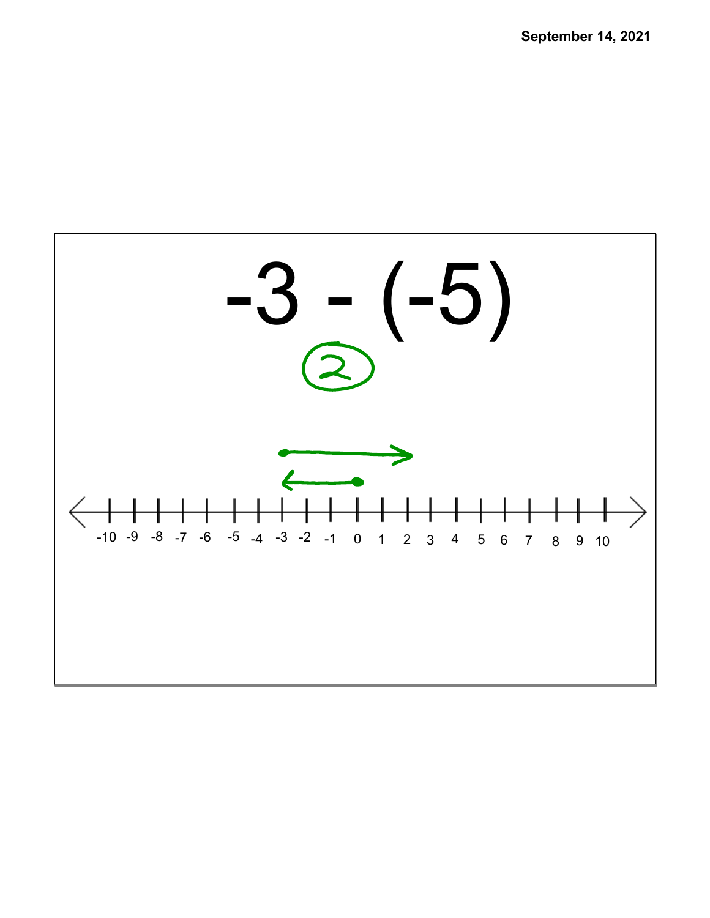September 14, 2021

$$-3 - (-5)$$

2

-10 -9 -8 -7 -6 -5 -4 -3 -2 -1 0 1 2 3 4 5 6 7 8 9 10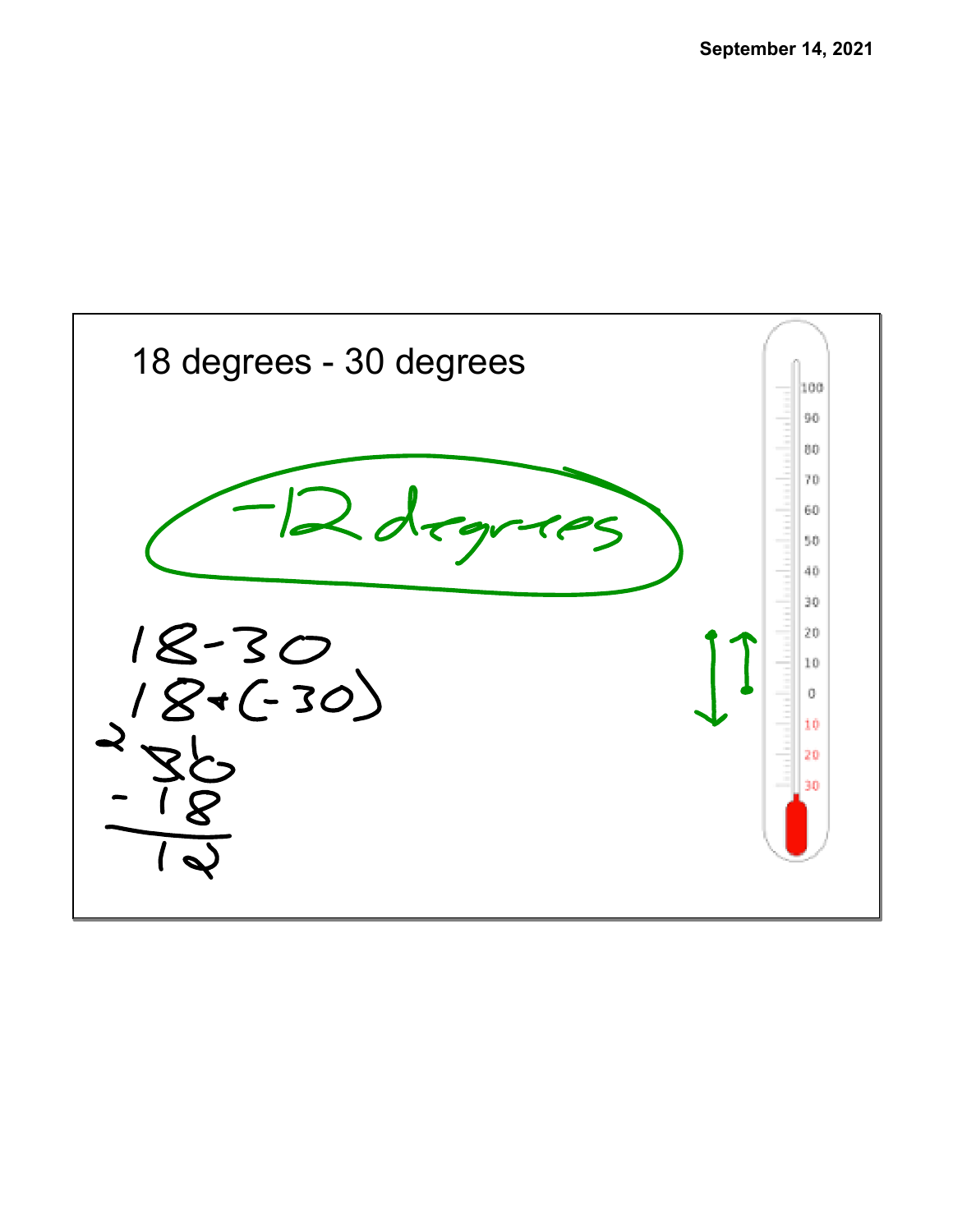September 14, 2021

18 degrees - 30 degrees

-12 degrees

$18 - 30$

$18 + (-30)$

$$\begin{array}{r} 30 \\ -\ 18 \\ \hline 12 \end{array}$$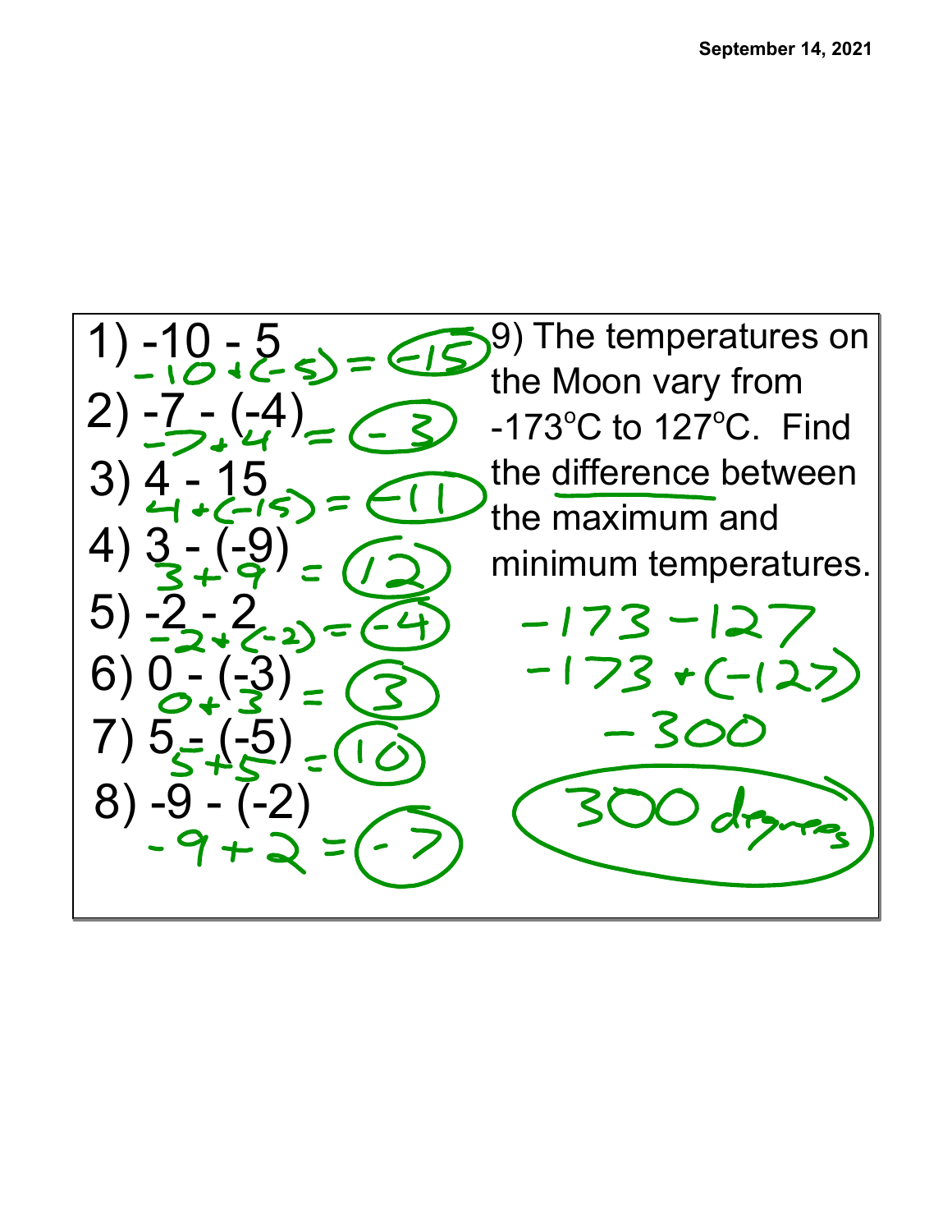**September 14, 2021**

1) $-10 - 5$

$-10 + (-5) = -15$

2) $-7 - (-4)$

$-7 + 4 = -3$

3) $4 - 15$

$4 + (-15) = -11$

4) $3 - (-9)$

$3 + 9 = 12$

5) $-2 - 2$

$-2 + (-2) = -4$

6) $0 - (-3)$

$0 + 3 = 3$

7) $5 - (-5)$

$5 + 5 = 10$

8) $-9 - (-2)$

$-9 + 2 = -7$

9) The temperatures on the Moon vary from -173°C to 127°C. Find the difference between the maximum and minimum temperatures.

$-173 - 127$

$-173 + (-127)$

$-300$

300 degrees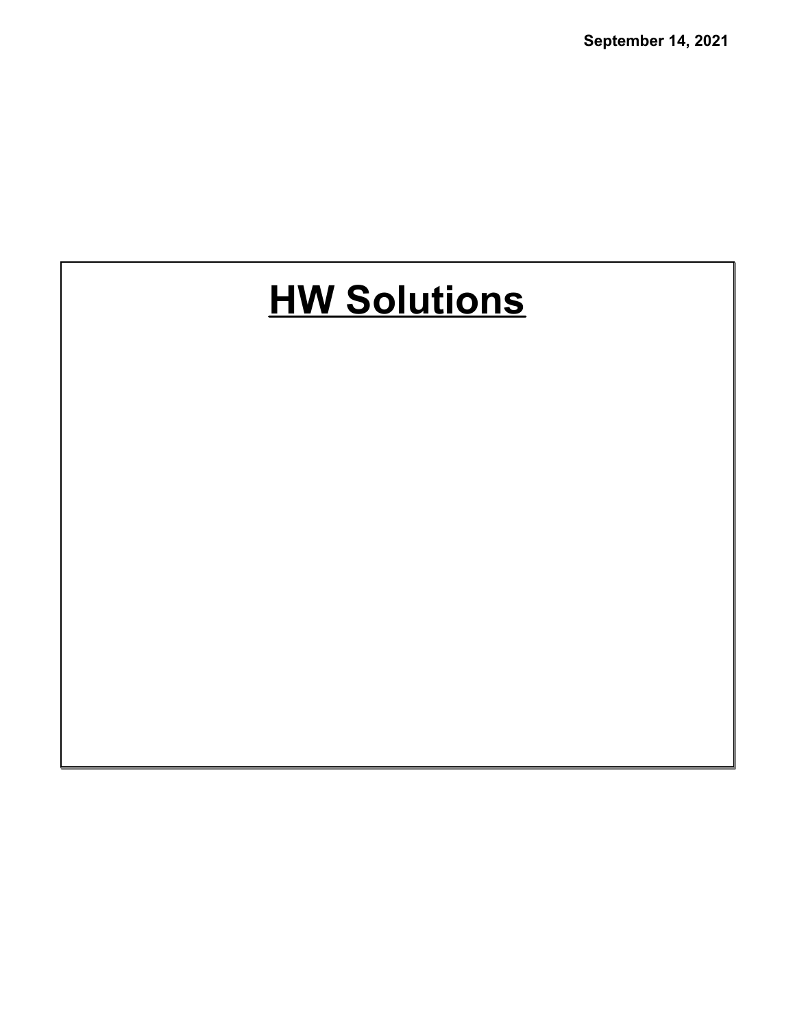September 14, 2021

# HW Solutions